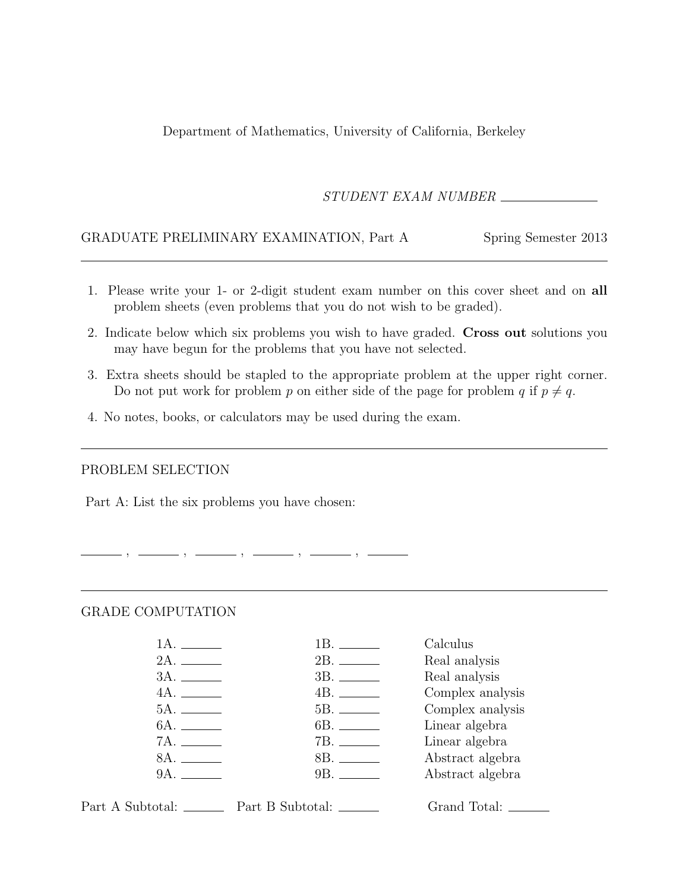Department of Mathematics, University of California, Berkeley

*STUDENT EXAM NUMBER* \_\_\_\_\_\_\_\_\_\_\_\_

GRADUATE PRELIMINARY EXAMINATION, Part A — Spring Semester 2013

---

1. Please write your 1- or 2-digit student exam number on this cover sheet and on **all** problem sheets (even problems that you do not wish to be graded).
2. Indicate below which six problems you wish to have graded. **Cross out** solutions you may have begun for the problems that you have not selected.
3. Extra sheets should be stapled to the appropriate problem at the upper right corner. Do not put work for problem $p$ on either side of the page for problem $q$ if $p \neq q$.
4. No notes, books, or calculators may be used during the exam.

---

PROBLEM SELECTION

Part A: List the six problems you have chosen:

\_\_\_\_\_\_ , \_\_\_\_\_\_ , \_\_\_\_\_\_ , \_\_\_\_\_\_ , \_\_\_\_\_\_ , \_\_\_\_\_\_

---

GRADE COMPUTATION

| | | |
|---|---|---|
| 1A. \_\_\_\_\_\_ | 1B. \_\_\_\_\_\_ | Calculus |
| 2A. \_\_\_\_\_\_ | 2B. \_\_\_\_\_\_ | Real analysis |
| 3A. \_\_\_\_\_\_ | 3B. \_\_\_\_\_\_ | Real analysis |
| 4A. \_\_\_\_\_\_ | 4B. \_\_\_\_\_\_ | Complex analysis |
| 5A. \_\_\_\_\_\_ | 5B. \_\_\_\_\_\_ | Complex analysis |
| 6A. \_\_\_\_\_\_ | 6B. \_\_\_\_\_\_ | Linear algebra |
| 7A. \_\_\_\_\_\_ | 7B. \_\_\_\_\_\_ | Linear algebra |
| 8A. \_\_\_\_\_\_ | 8B. \_\_\_\_\_\_ | Abstract algebra |
| 9A. \_\_\_\_\_\_ | 9B. \_\_\_\_\_\_ | Abstract algebra |

Part A Subtotal: \_\_\_\_\_\_ Part B Subtotal: \_\_\_\_\_\_ Grand Total: \_\_\_\_\_\_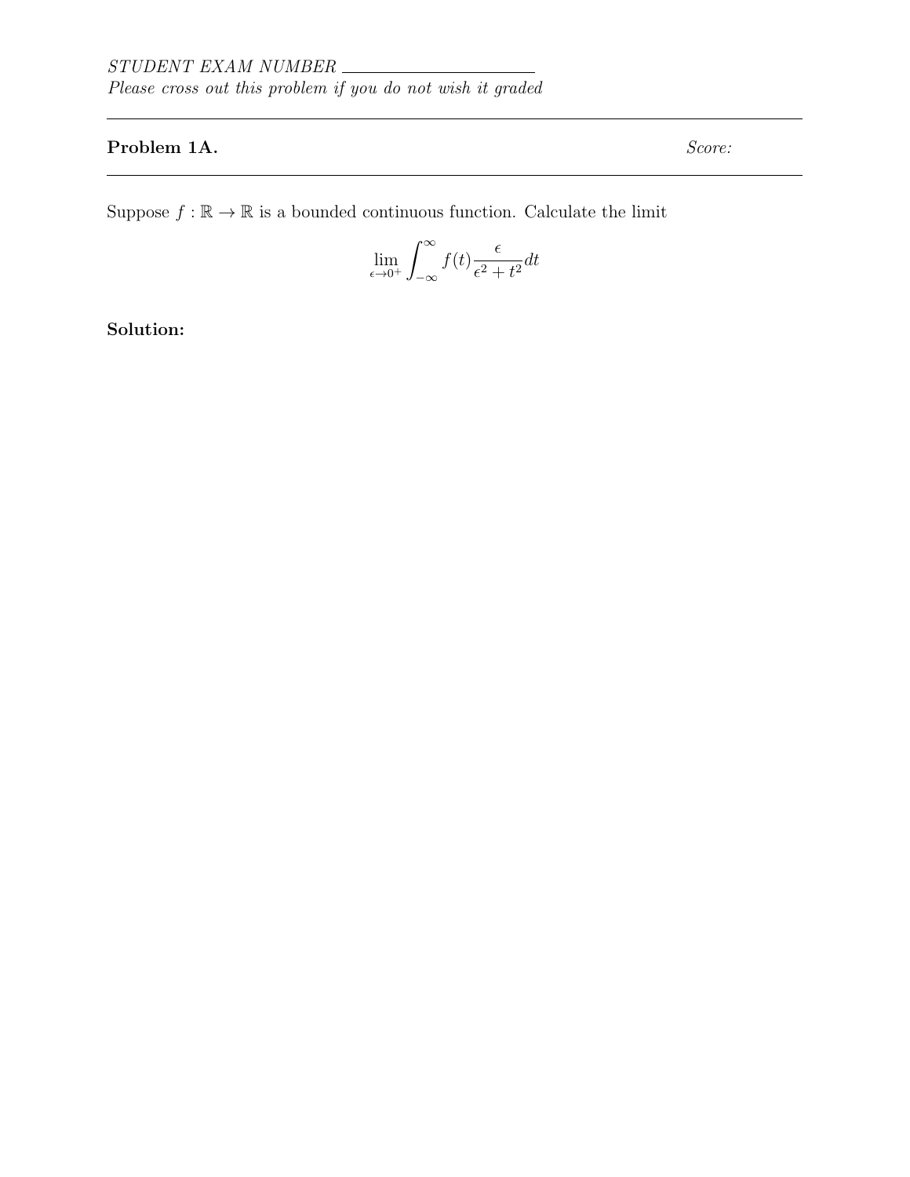*STUDENT EXAM NUMBER* \_\_\_\_\_\_\_\_\_\_\_\_\_\_\_\_\_\_\_\_

*Please cross out this problem if you do not wish it graded*

---

**Problem 1A.** *Score:*

---

Suppose $f : \mathbb{R} \to \mathbb{R}$ is a bounded continuous function. Calculate the limit

$$\lim_{\epsilon \to 0^+} \int_{-\infty}^{\infty} f(t) \frac{\epsilon}{\epsilon^2 + t^2} dt$$

**Solution:**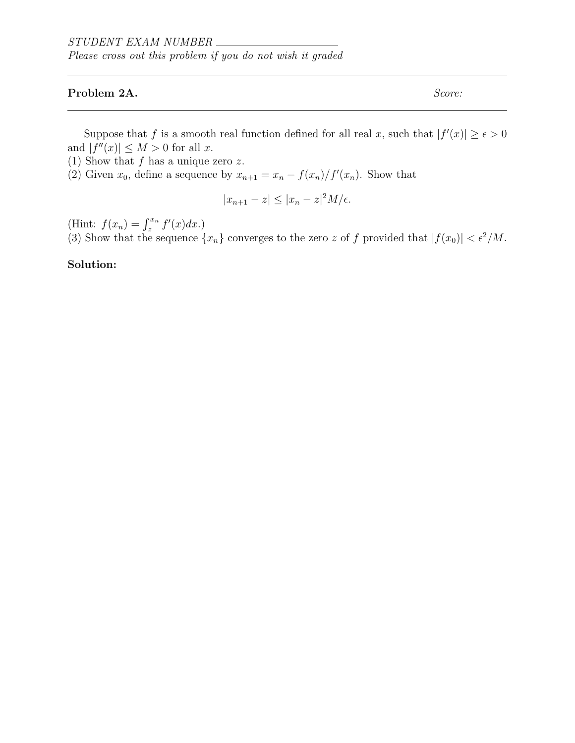*STUDENT EXAM NUMBER* \_\_\_\_\_\_\_\_\_\_\_\_\_\_\_\_\_\_\_\_\_\_

*Please cross out this problem if you do not wish it graded*

---

**Problem 2A.** *Score:*

---

Suppose that $f$ is a smooth real function defined for all real $x$, such that $|f'(x)| \geq \epsilon > 0$ and $|f''(x)| \leq M > 0$ for all $x$.

(1) Show that $f$ has a unique zero $z$.

(2) Given $x_0$, define a sequence by $x_{n+1} = x_n - f(x_n)/f'(x_n)$. Show that

$$|x_{n+1} - z| \leq |x_n - z|^2 M/\epsilon.$$

(Hint: $f(x_n) = \int_z^{x_n} f'(x)dx$.)

(3) Show that the sequence $\{x_n\}$ converges to the zero $z$ of $f$ provided that $|f(x_0)| < \epsilon^2/M$.

**Solution:**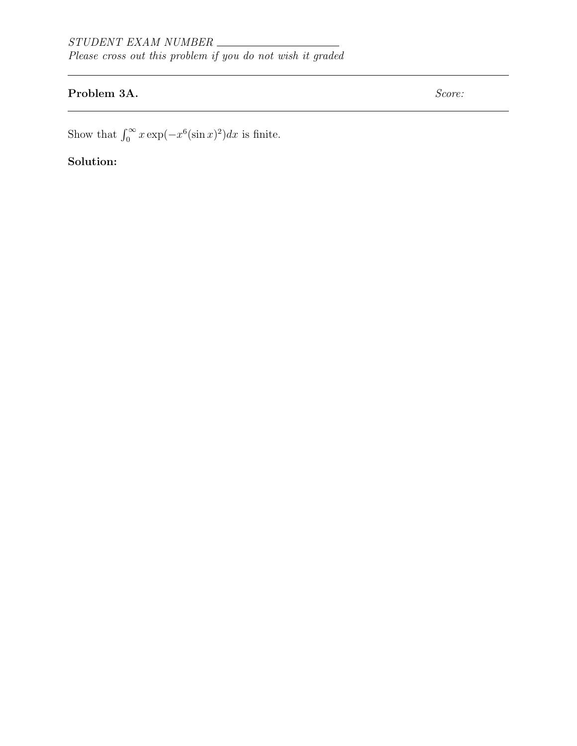*STUDENT EXAM NUMBER* \_\_\_\_\_\_\_\_\_\_\_\_\_\_\_\_\_\_\_\_

*Please cross out this problem if you do not wish it graded*

---

**Problem 3A.** *Score:*

---

Show that $\int_0^\infty x \exp(-x^6 (\sin x)^2) dx$ is finite.

**Solution:**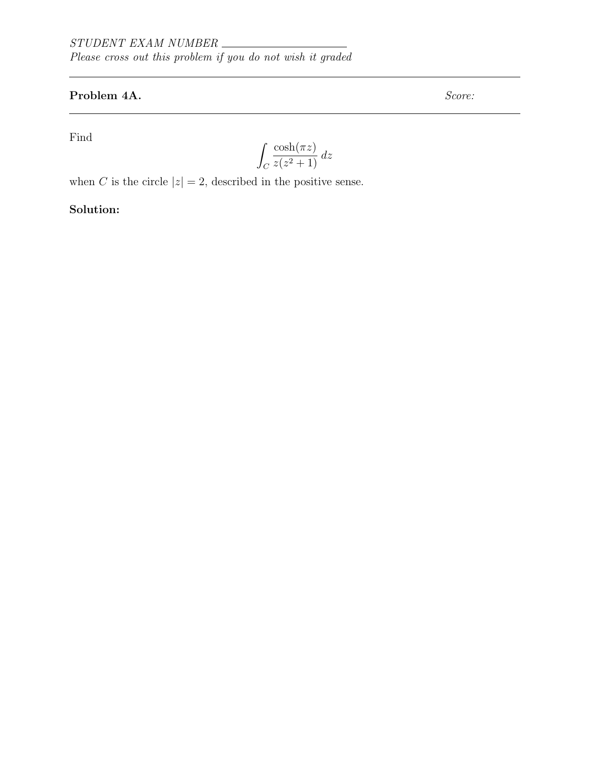*STUDENT EXAM NUMBER* \_\_\_\_\_\_\_\_\_\_\_\_\_\_\_\_\_\_\_\_

*Please cross out this problem if you do not wish it graded*

---

**Problem 4A.** *Score:*

---

Find

$$\int_C \frac{\cosh(\pi z)}{z(z^2+1)}\, dz$$

when $C$ is the circle $|z| = 2$, described in the positive sense.

**Solution:**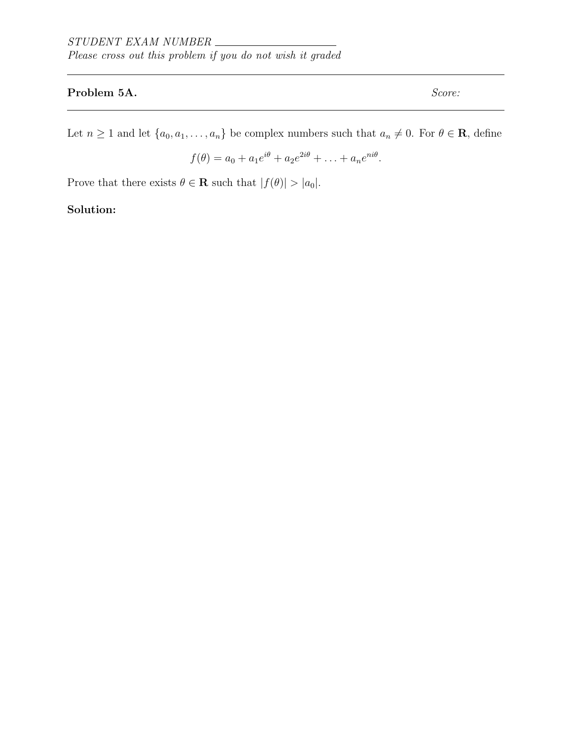*STUDENT EXAM NUMBER* \_\_\_\_\_\_\_\_\_\_\_\_\_\_\_\_\_\_\_\_

*Please cross out this problem if you do not wish it graded*

---

**Problem 5A.** *Score:*

---

Let $n \geq 1$ and let $\{a_0, a_1, \ldots, a_n\}$ be complex numbers such that $a_n \neq 0$. For $\theta \in \mathbf{R}$, define

$$f(\theta) = a_0 + a_1 e^{i\theta} + a_2 e^{2i\theta} + \ldots + a_n e^{ni\theta}.$$

Prove that there exists $\theta \in \mathbf{R}$ such that $|f(\theta)| > |a_0|$.

**Solution:**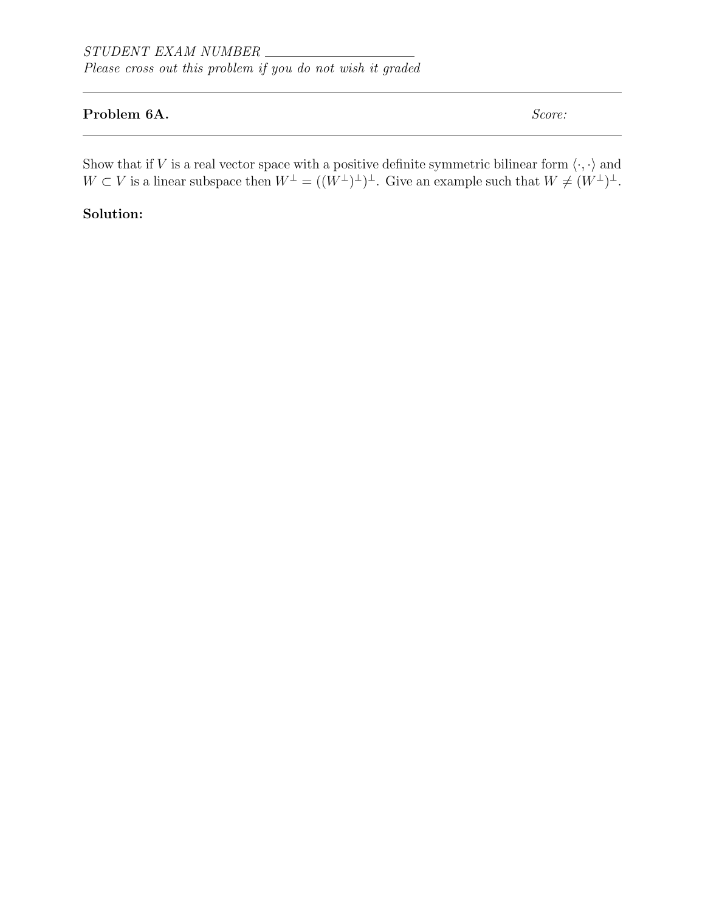*STUDENT EXAM NUMBER* \_\_\_\_\_\_\_\_\_\_\_\_\_\_\_\_\_\_\_\_

*Please cross out this problem if you do not wish it graded*

---

**Problem 6A.** *Score:*

---

Show that if $V$ is a real vector space with a positive definite symmetric bilinear form $\langle \cdot, \cdot \rangle$ and $W \subset V$ is a linear subspace then $W^\perp = ((W^\perp)^\perp)^\perp$. Give an example such that $W \neq (W^\perp)^\perp$.

**Solution:**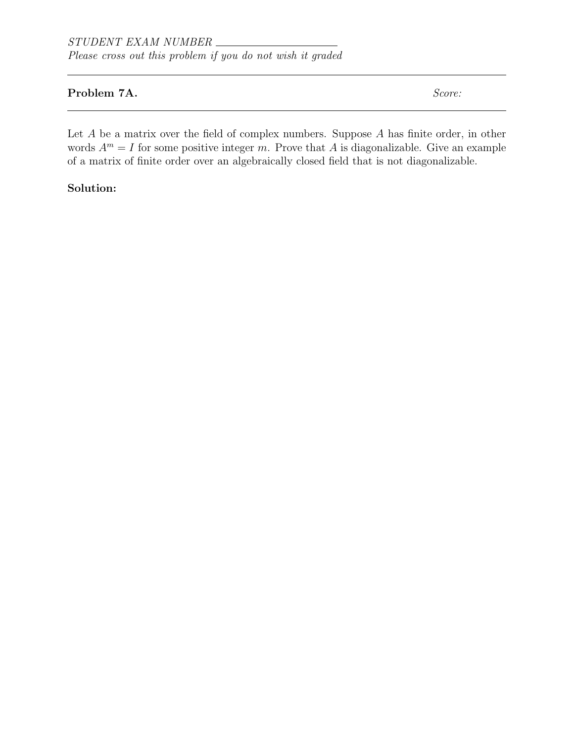*STUDENT EXAM NUMBER* \_\_\_\_\_\_\_\_\_\_\_\_\_\_\_\_\_\_\_\_\_\_

*Please cross out this problem if you do not wish it graded*

---

**Problem 7A.** *Score:*

---

Let $A$ be a matrix over the field of complex numbers. Suppose $A$ has finite order, in other words $A^m = I$ for some positive integer $m$. Prove that $A$ is diagonalizable. Give an example of a matrix of finite order over an algebraically closed field that is not diagonalizable.

**Solution:**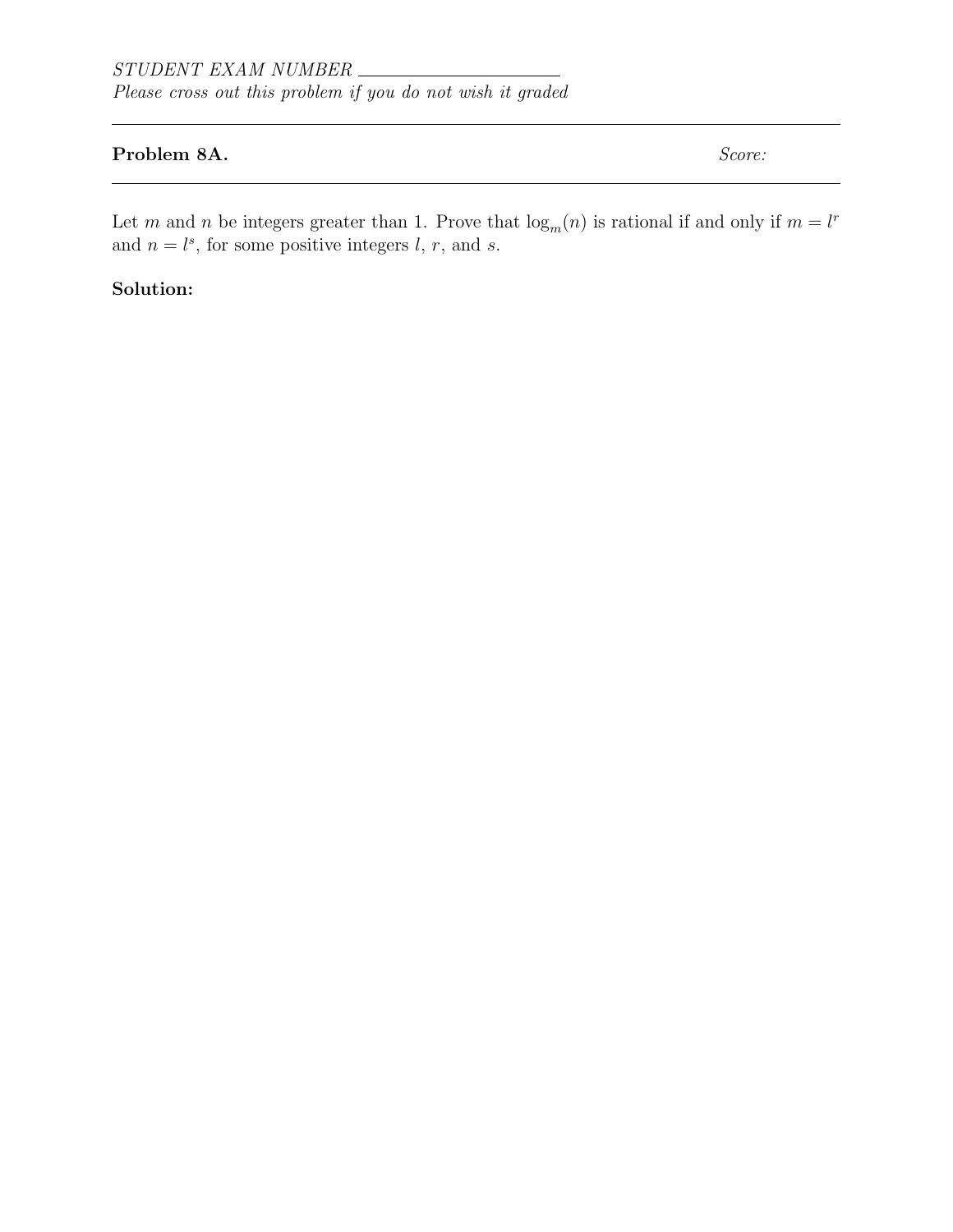*STUDENT EXAM NUMBER* \_\_\_\_\_\_\_\_\_\_\_\_\_\_\_\_\_\_\_\_

*Please cross out this problem if you do not wish it graded*

---

**Problem 8A.** *Score:*

---

Let $m$ and $n$ be integers greater than 1. Prove that $\log_m(n)$ is rational if and only if $m = l^r$ and $n = l^s$, for some positive integers $l$, $r$, and $s$.

**Solution:**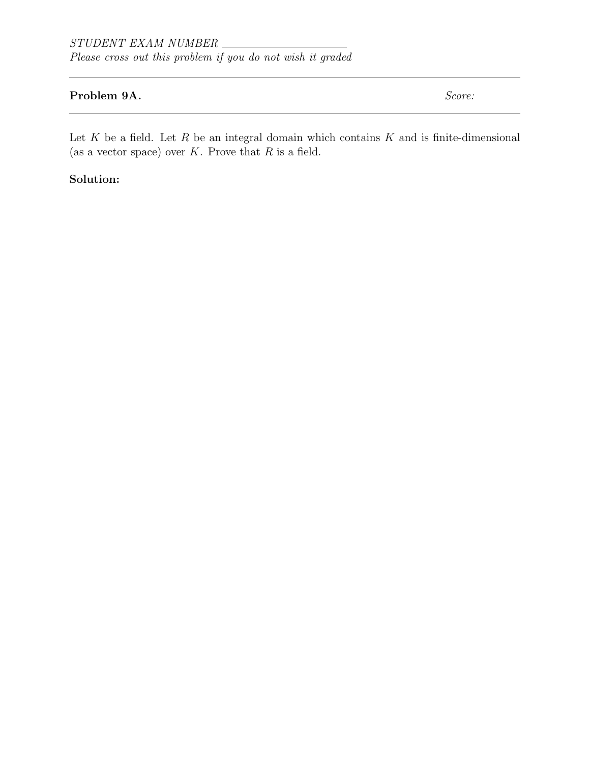*STUDENT EXAM NUMBER* \_\_\_\_\_\_\_\_\_\_\_\_\_\_\_\_\_\_\_\_

*Please cross out this problem if you do not wish it graded*

---

**Problem 9A.** *Score:*

---

Let $K$ be a field. Let $R$ be an integral domain which contains $K$ and is finite-dimensional (as a vector space) over $K$. Prove that $R$ is a field.

**Solution:**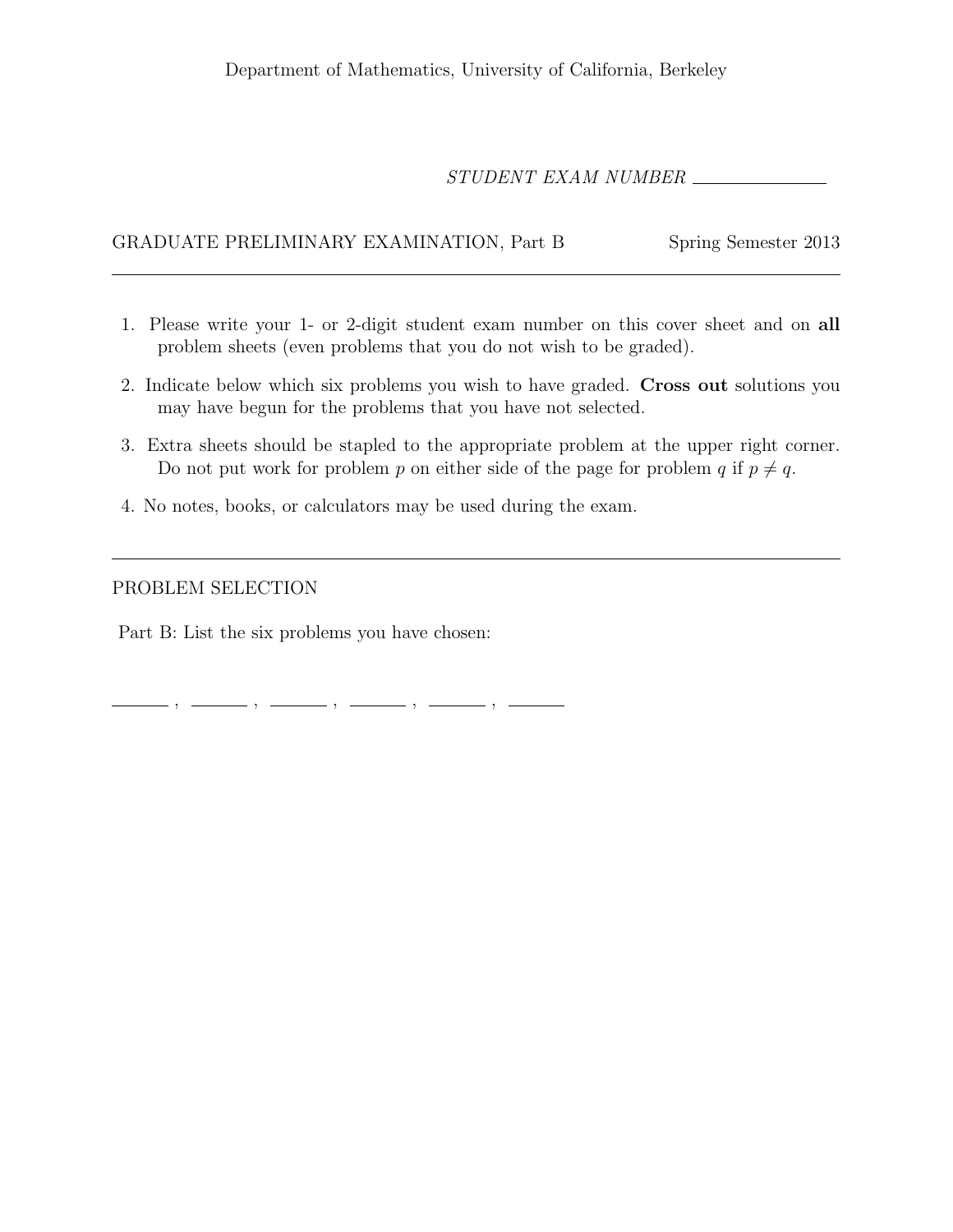Department of Mathematics, University of California, Berkeley

*STUDENT EXAM NUMBER* \_\_\_\_\_\_\_\_\_\_\_\_\_\_

GRADUATE PRELIMINARY EXAMINATION, Part B — Spring Semester 2013

---

1. Please write your 1- or 2-digit student exam number on this cover sheet and on **all** problem sheets (even problems that you do not wish to be graded).
2. Indicate below which six problems you wish to have graded. **Cross out** solutions you may have begun for the problems that you have not selected.
3. Extra sheets should be stapled to the appropriate problem at the upper right corner. Do not put work for problem $p$ on either side of the page for problem $q$ if $p \neq q$.
4. No notes, books, or calculators may be used during the exam.

---

PROBLEM SELECTION

Part B: List the six problems you have chosen:

\_\_\_\_\_\_ , \_\_\_\_\_\_ , \_\_\_\_\_\_ , \_\_\_\_\_\_ , \_\_\_\_\_\_ , \_\_\_\_\_\_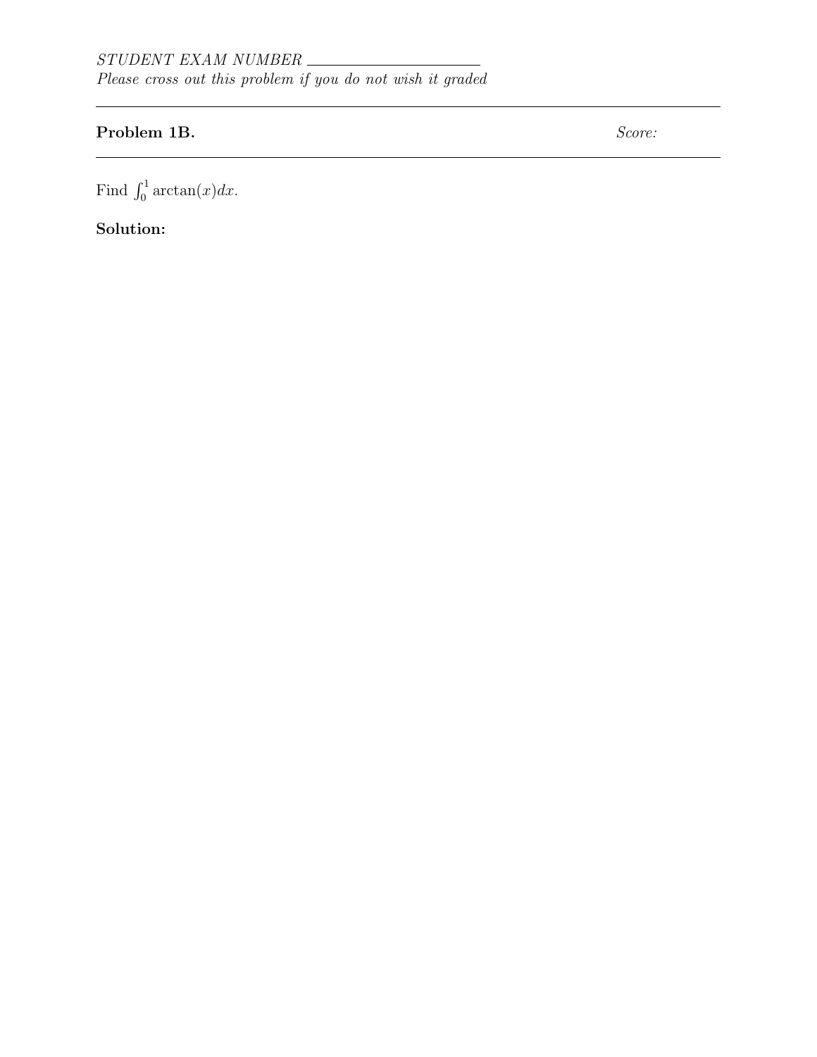*STUDENT EXAM NUMBER* \_\_\_\_\_\_\_\_\_\_\_\_\_\_\_\_\_\_\_\_

*Please cross out this problem if you do not wish it graded*

---

**Problem 1B.** *Score:*

---

Find $\int_0^1 \arctan(x)dx$.

**Solution:**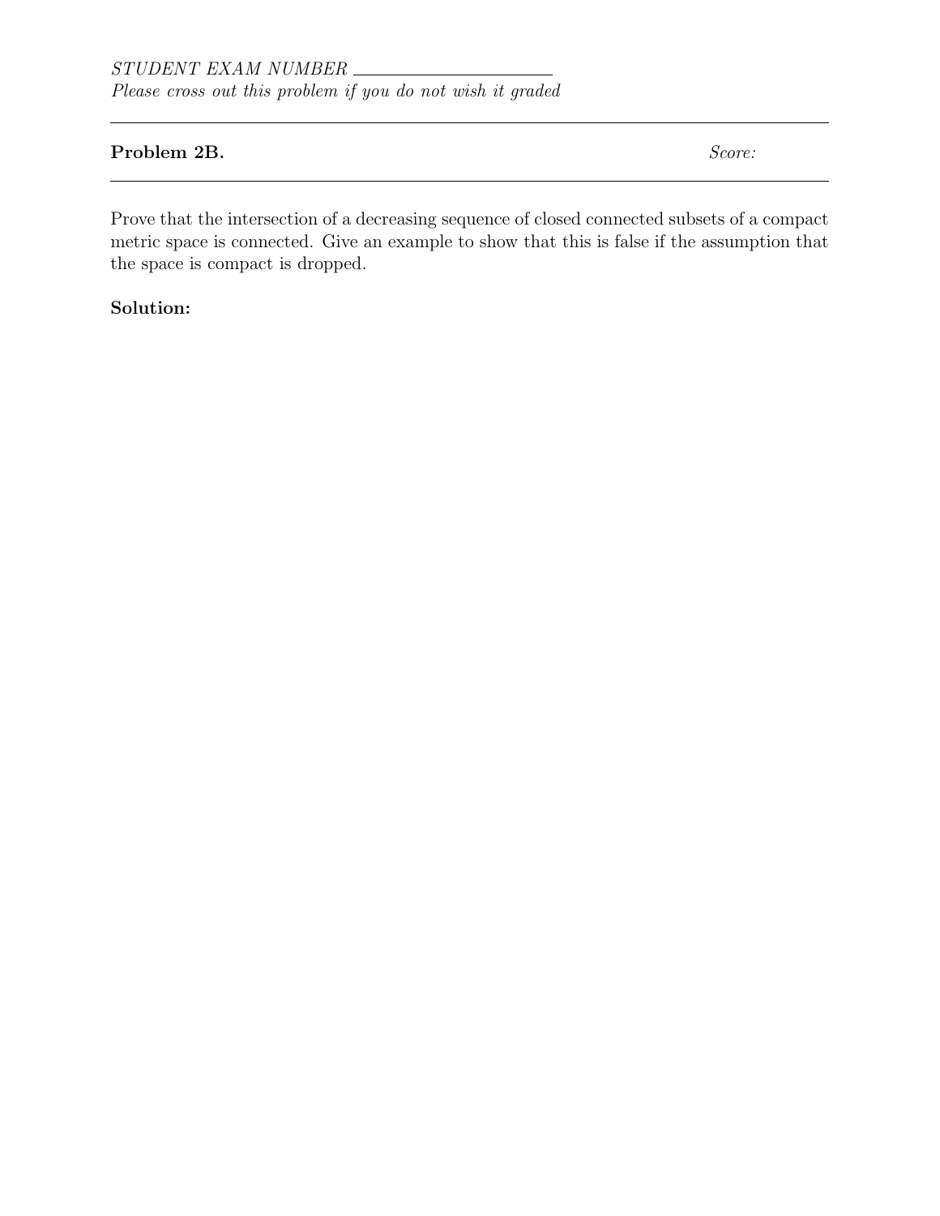*STUDENT EXAM NUMBER* \_\_\_\_\_\_\_\_\_\_\_\_\_\_\_\_\_\_\_\_

*Please cross out this problem if you do not wish it graded*

---

**Problem 2B.** *Score:*

---

Prove that the intersection of a decreasing sequence of closed connected subsets of a compact metric space is connected. Give an example to show that this is false if the assumption that the space is compact is dropped.

**Solution:**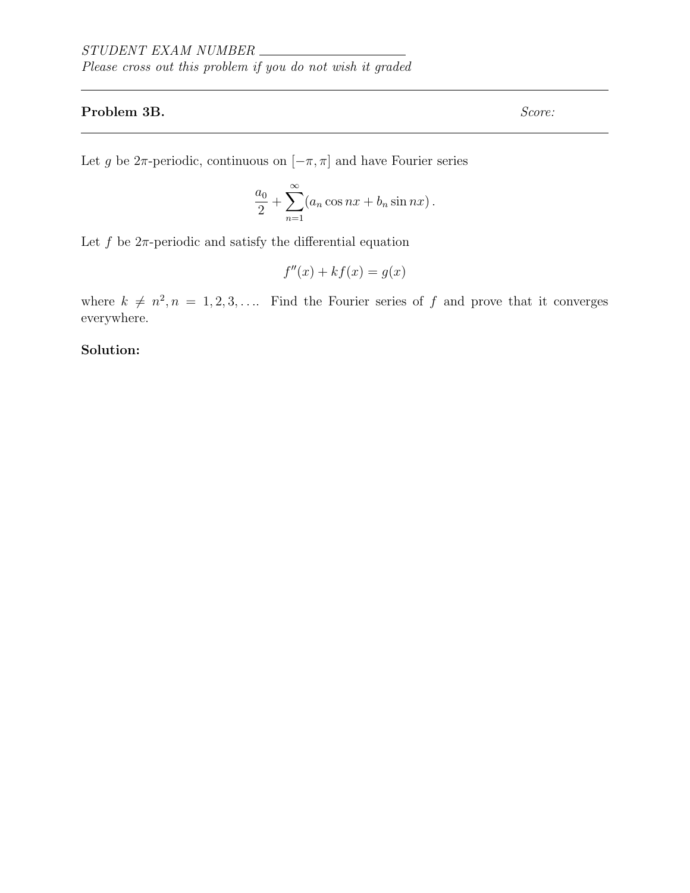STUDENT EXAM NUMBER ____________________

*Please cross out this problem if you do not wish it graded*

---

**Problem 3B.** *Score:*

---

Let $g$ be $2\pi$-periodic, continuous on $[-\pi, \pi]$ and have Fourier series

$$\frac{a_0}{2} + \sum_{n=1}^{\infty} (a_n \cos nx + b_n \sin nx) \, .$$

Let $f$ be $2\pi$-periodic and satisfy the differential equation

$$f''(x) + kf(x) = g(x)$$

where $k \neq n^2, n = 1, 2, 3, \ldots$. Find the Fourier series of $f$ and prove that it converges everywhere.

**Solution:**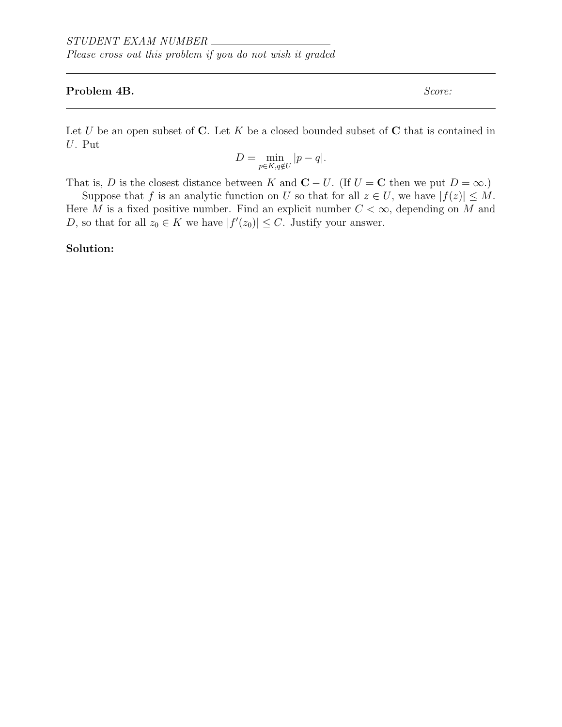*STUDENT EXAM NUMBER* \_\_\_\_\_\_\_\_\_\_\_\_\_\_\_\_\_\_\_\_\_\_

*Please cross out this problem if you do not wish it graded*

---

**Problem 4B.** *Score:*

---

Let $U$ be an open subset of $\mathbf{C}$. Let $K$ be a closed bounded subset of $\mathbf{C}$ that is contained in $U$. Put

$$D = \min_{p \in K, q \notin U} |p - q|.$$

That is, $D$ is the closest distance between $K$ and $\mathbf{C} - U$. (If $U = \mathbf{C}$ then we put $D = \infty$.)

Suppose that $f$ is an analytic function on $U$ so that for all $z \in U$, we have $|f(z)| \leq M$. Here $M$ is a fixed positive number. Find an explicit number $C < \infty$, depending on $M$ and $D$, so that for all $z_0 \in K$ we have $|f'(z_0)| \leq C$. Justify your answer.

**Solution:**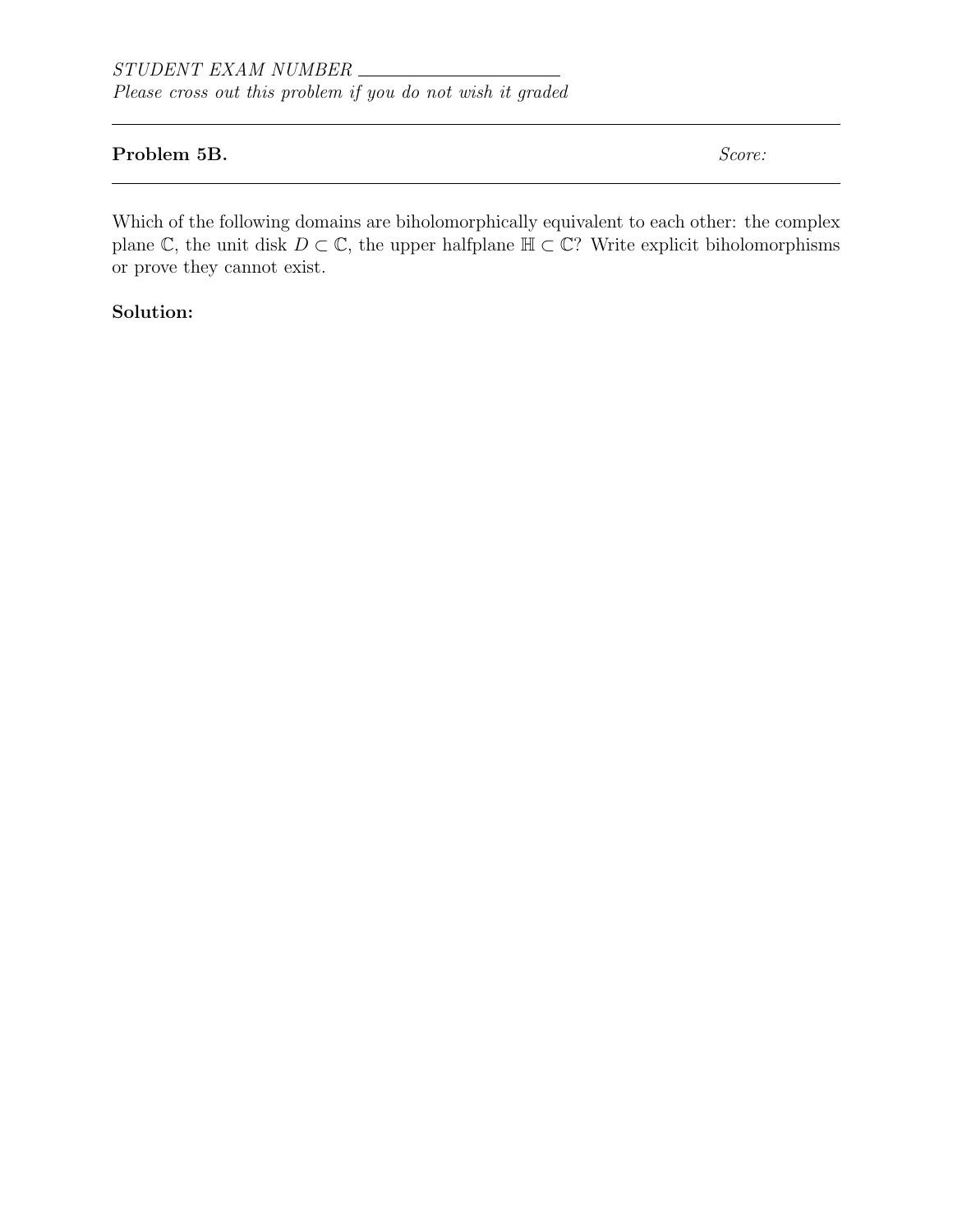*STUDENT EXAM NUMBER* \_\_\_\_\_\_\_\_\_\_\_\_\_\_\_\_\_\_\_\_

*Please cross out this problem if you do not wish it graded*

---

**Problem 5B.** *Score:*

---

Which of the following domains are biholomorphically equivalent to each other: the complex plane $\mathbb{C}$, the unit disk $D \subset \mathbb{C}$, the upper halfplane $\mathbb{H} \subset \mathbb{C}$? Write explicit biholomorphisms or prove they cannot exist.

**Solution:**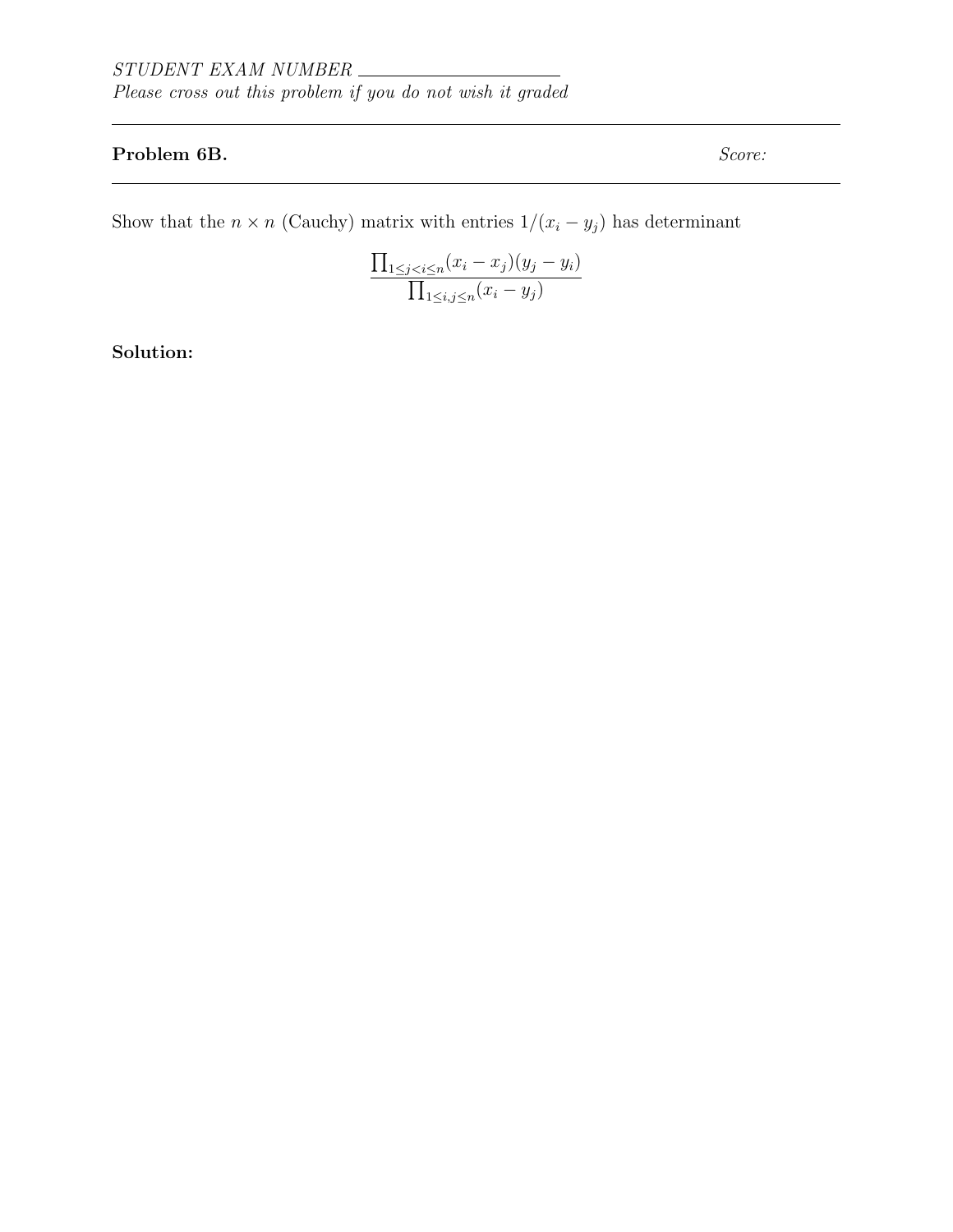*STUDENT EXAM NUMBER* \_\_\_\_\_\_\_\_\_\_\_\_\_\_\_\_\_\_\_\_

*Please cross out this problem if you do not wish it graded*

---

**Problem 6B.** *Score:*

---

Show that the $n \times n$ (Cauchy) matrix with entries $1/(x_i - y_j)$ has determinant

$$\frac{\prod_{1 \le j < i \le n}(x_i - x_j)(y_j - y_i)}{\prod_{1 \le i,j \le n}(x_i - y_j)}$$

**Solution:**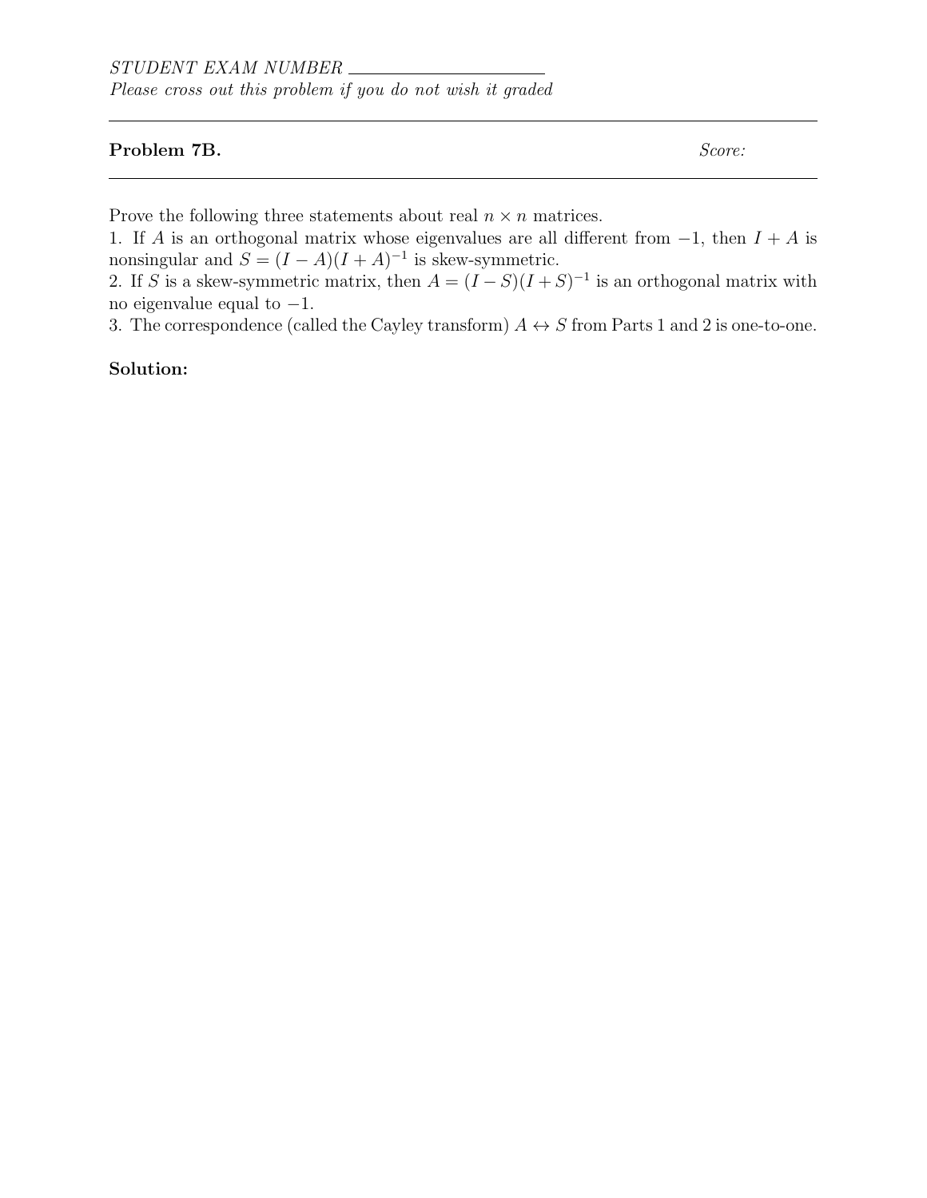*STUDENT EXAM NUMBER* \_\_\_\_\_\_\_\_\_\_\_\_\_\_\_\_\_\_\_\_
*Please cross out this problem if you do not wish it graded*

---

**Problem 7B.** *Score:*

---

Prove the following three statements about real $n \times n$ matrices.

1. If $A$ is an orthogonal matrix whose eigenvalues are all different from $-1$, then $I + A$ is nonsingular and $S = (I - A)(I + A)^{-1}$ is skew-symmetric.
2. If $S$ is a skew-symmetric matrix, then $A = (I - S)(I + S)^{-1}$ is an orthogonal matrix with no eigenvalue equal to $-1$.
3. The correspondence (called the Cayley transform) $A \leftrightarrow S$ from Parts 1 and 2 is one-to-one.

**Solution:**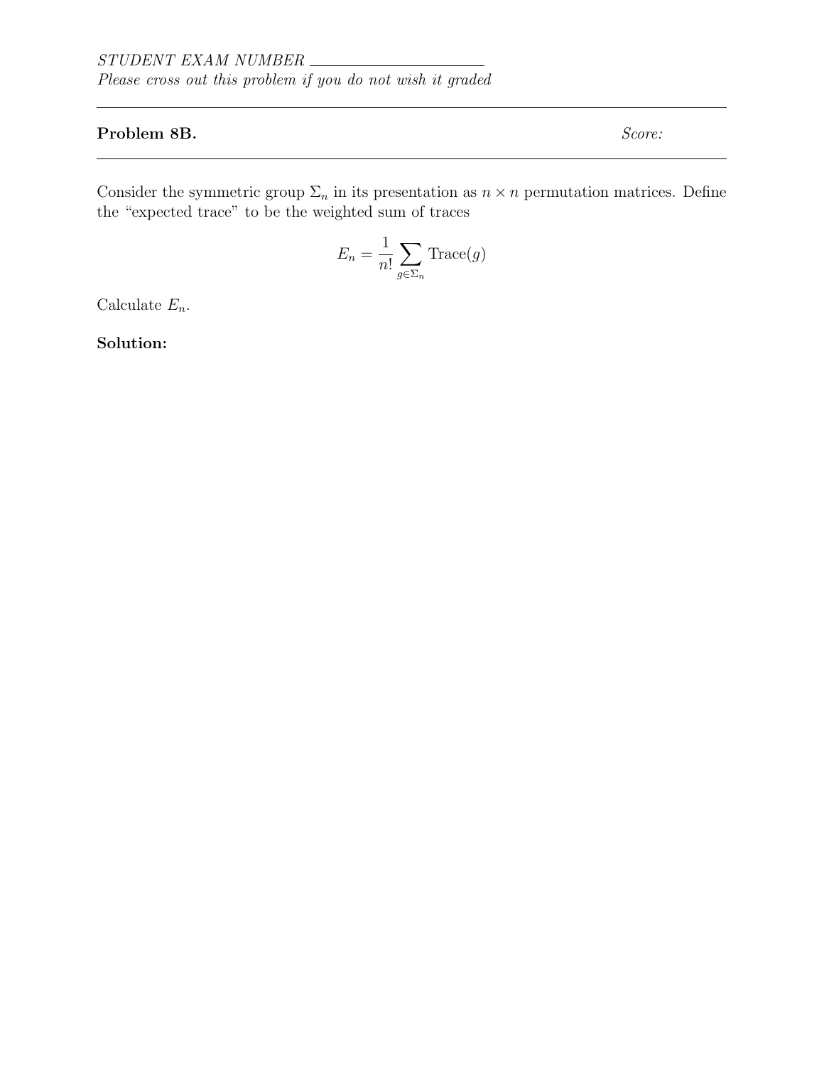*STUDENT EXAM NUMBER* ____________________

*Please cross out this problem if you do not wish it graded*

---

**Problem 8B.** *Score:*

---

Consider the symmetric group $\Sigma_n$ in its presentation as $n \times n$ permutation matrices. Define the "expected trace" to be the weighted sum of traces

$$E_n = \frac{1}{n!} \sum_{g \in \Sigma_n} \text{Trace}(g)$$

Calculate $E_n$.

**Solution:**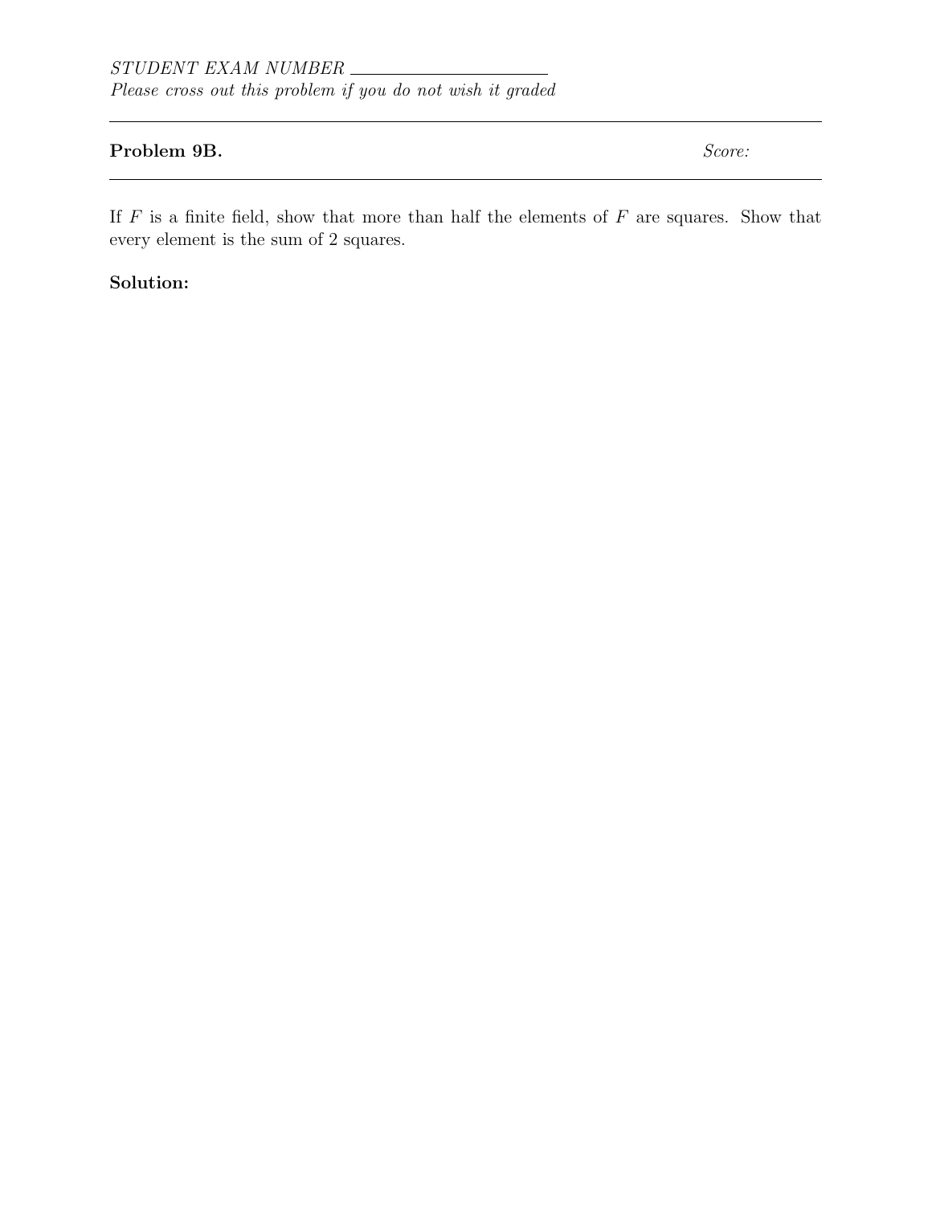*STUDENT EXAM NUMBER* \_\_\_\_\_\_\_\_\_\_\_\_\_\_\_\_\_\_\_\_

*Please cross out this problem if you do not wish it graded*

---

**Problem 9B.** *Score:*

---

If $F$ is a finite field, show that more than half the elements of $F$ are squares. Show that every element is the sum of 2 squares.

**Solution:**